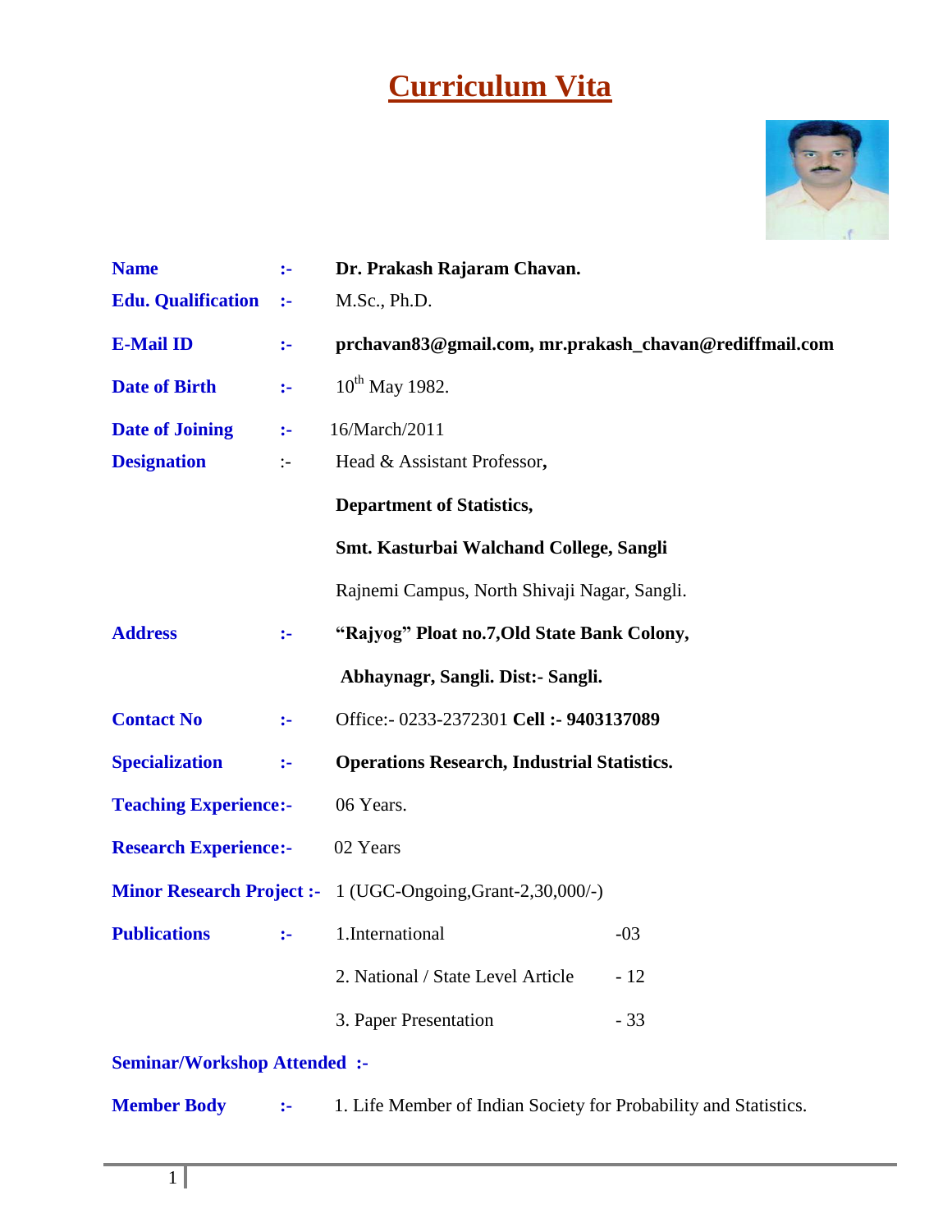# Curriculum Vita

| | | |
|---|---|---|
| **Name** | **:-** | **Dr. Prakash Rajaram Chavan.** |
| **Edu. Qualification** | **:-** | M.Sc., Ph.D. |
| **E-Mail ID** | **:-** | **prchavan83@gmail.com, mr.prakash_chavan@rediffmail.com** |
| **Date of Birth** | **:-** | 10th May 1982. |
| **Date of Joining** | **:-** | 16/March/2011 |
| **Designation** | :- | Head & Assistant Professor**,** |
| | | **Department of Statistics,** |
| | | **Smt. Kasturbai Walchand College, Sangli** |
| | | Rajnemi Campus, North Shivaji Nagar, Sangli. |
| **Address** | **:-** | **"Rajyog" Ploat no.7,Old State Bank Colony,** |
| | | **Abhaynagr, Sangli. Dist:- Sangli.** |
| **Contact No** | **:-** | Office:- 0233-2372301 **Cell :- 9403137089** |
| **Specialization** | **:-** | **Operations Research, Industrial Statistics.** |
| **Teaching Experience:-** | | 06 Years. |
| **Research Experience:-** | | 02 Years |
| **Minor Research Project :-** | | 1 (UGC-Ongoing,Grant-2,30,000/-) |

**Publications :-**

| | |
|---|---|
| 1.International | -03 |
| 2. National / State Level Article | - 12 |
| 3. Paper Presentation | - 33 |

**Seminar/Workshop Attended :-**

**Member Body :-** 1. Life Member of Indian Society for Probability and Statistics.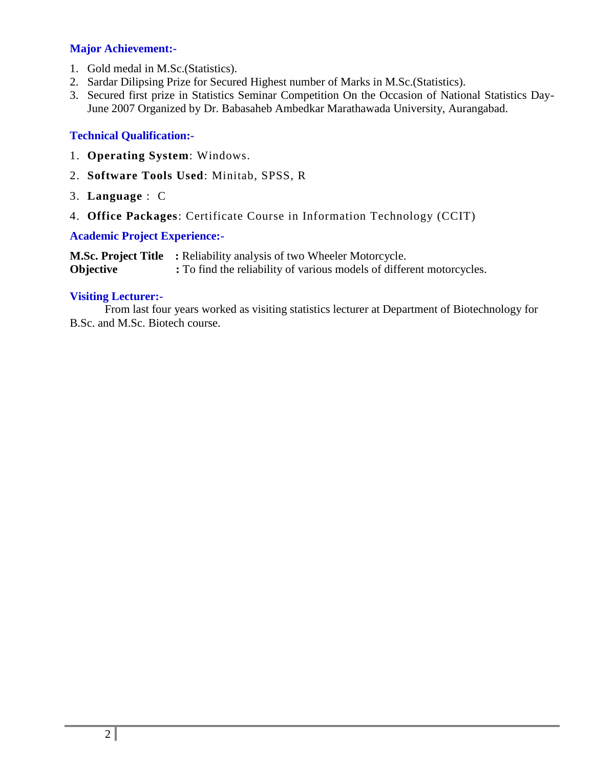### Major Achievement:-

1. Gold medal in M.Sc.(Statistics).
2. Sardar Dilipsing Prize for Secured Highest number of Marks in M.Sc.(Statistics).
3. Secured first prize in Statistics Seminar Competition On the Occasion of National Statistics Day-June 2007 Organized by Dr. Babasaheb Ambedkar Marathawada University, Aurangabad.

### Technical Qualification:-

1. **Operating System**: Windows.
2. **Software Tools Used**: Minitab, SPSS, R
3. **Language** : C
4. **Office Packages**: Certificate Course in Information Technology (CCIT)

### Academic Project Experience:-

**M.Sc. Project Title** **:** Reliability analysis of two Wheeler Motorcycle.
**Objective** **:** To find the reliability of various models of different motorcycles.

### Visiting Lecturer:-

From last four years worked as visiting statistics lecturer at Department of Biotechnology for B.Sc. and M.Sc. Biotech course.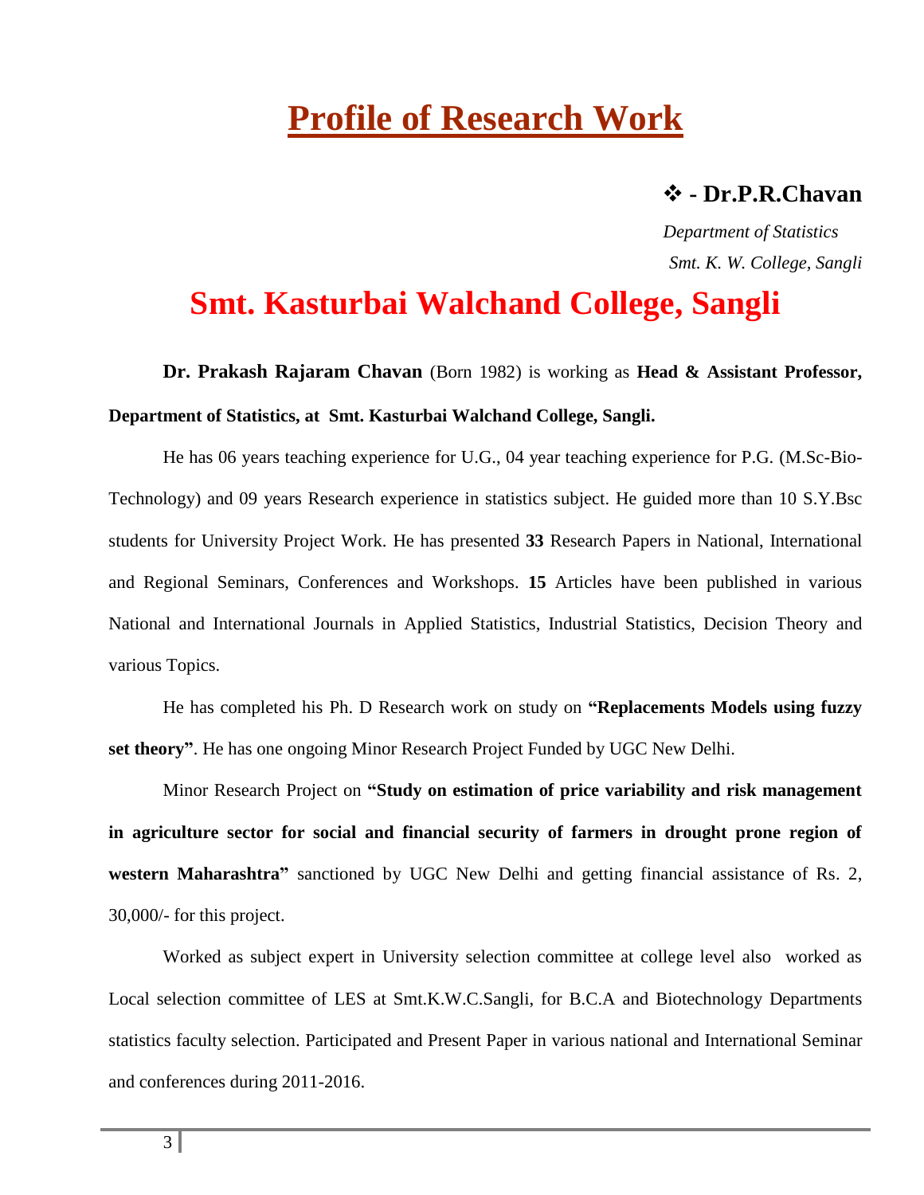# Profile of Research Work

**❖ - Dr.P.R.Chavan**

*Department of Statistics*

*Smt. K. W. College, Sangli*

## Smt. Kasturbai Walchand College, Sangli

**Dr. Prakash Rajaram Chavan** (Born 1982) is working as **Head & Assistant Professor, Department of Statistics, at Smt. Kasturbai Walchand College, Sangli.**

He has 06 years teaching experience for U.G., 04 year teaching experience for P.G. (M.Sc-Bio-Technology) and 09 years Research experience in statistics subject. He guided more than 10 S.Y.Bsc students for University Project Work. He has presented **33** Research Papers in National, International and Regional Seminars, Conferences and Workshops. **15** Articles have been published in various National and International Journals in Applied Statistics, Industrial Statistics, Decision Theory and various Topics.

He has completed his Ph. D Research work on study on **"Replacements Models using fuzzy set theory"**. He has one ongoing Minor Research Project Funded by UGC New Delhi.

Minor Research Project on **"Study on estimation of price variability and risk management in agriculture sector for social and financial security of farmers in drought prone region of western Maharashtra"** sanctioned by UGC New Delhi and getting financial assistance of Rs. 2, 30,000/- for this project.

Worked as subject expert in University selection committee at college level also worked as Local selection committee of LES at Smt.K.W.C.Sangli, for B.C.A and Biotechnology Departments statistics faculty selection. Participated and Present Paper in various national and International Seminar and conferences during 2011-2016.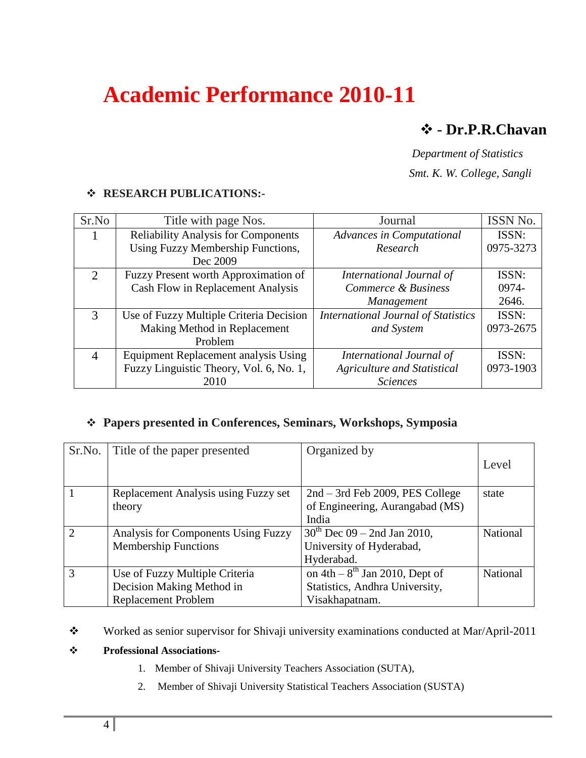# Academic Performance 2010-11

## ❖ - Dr.P.R.Chavan

*Department of Statistics*

*Smt. K. W. College, Sangli*

❖ **RESEARCH PUBLICATIONS:-**

| Sr.No | Title with page Nos. | Journal | ISSN No. |
|---|---|---|---|
| 1 | Reliability Analysis for Components Using Fuzzy Membership Functions, Dec 2009 | *Advances in Computational Research* | ISSN: 0975-3273 |
| 2 | Fuzzy Present worth Approximation of Cash Flow in Replacement Analysis | *International Journal of Commerce & Business Management* | ISSN: 0974-2646. |
| 3 | Use of Fuzzy Multiple Criteria Decision Making Method in Replacement Problem | *International Journal of Statistics and System* | ISSN: 0973-2675 |
| 4 | Equipment Replacement analysis Using Fuzzy Linguistic Theory, Vol. 6, No. 1, 2010 | *International Journal of Agriculture and Statistical Sciences* | ISSN: 0973-1903 |

❖ **Papers presented in Conferences, Seminars, Workshops, Symposia**

| Sr.No. | Title of the paper presented | Organized by | Level |
|---|---|---|---|
| 1 | Replacement Analysis using Fuzzy set theory | 2nd – 3rd Feb 2009, PES College of Engineering, Aurangabad (MS) India | state |
| 2 | Analysis for Components Using Fuzzy Membership Functions | 30th Dec 09 – 2nd Jan 2010, University of Hyderabad, Hyderabad. | National |
| 3 | Use of Fuzzy Multiple Criteria Decision Making Method in Replacement Problem | on 4th – 8th Jan 2010, Dept of Statistics, Andhra University, Visakhapatnam. | National |

❖ Worked as senior supervisor for Shivaji university examinations conducted at Mar/April-2011

❖ **Professional Associations-**

1. Member of Shivaji University Teachers Association (SUTA),
2. Member of Shivaji University Statistical Teachers Association (SUSTA)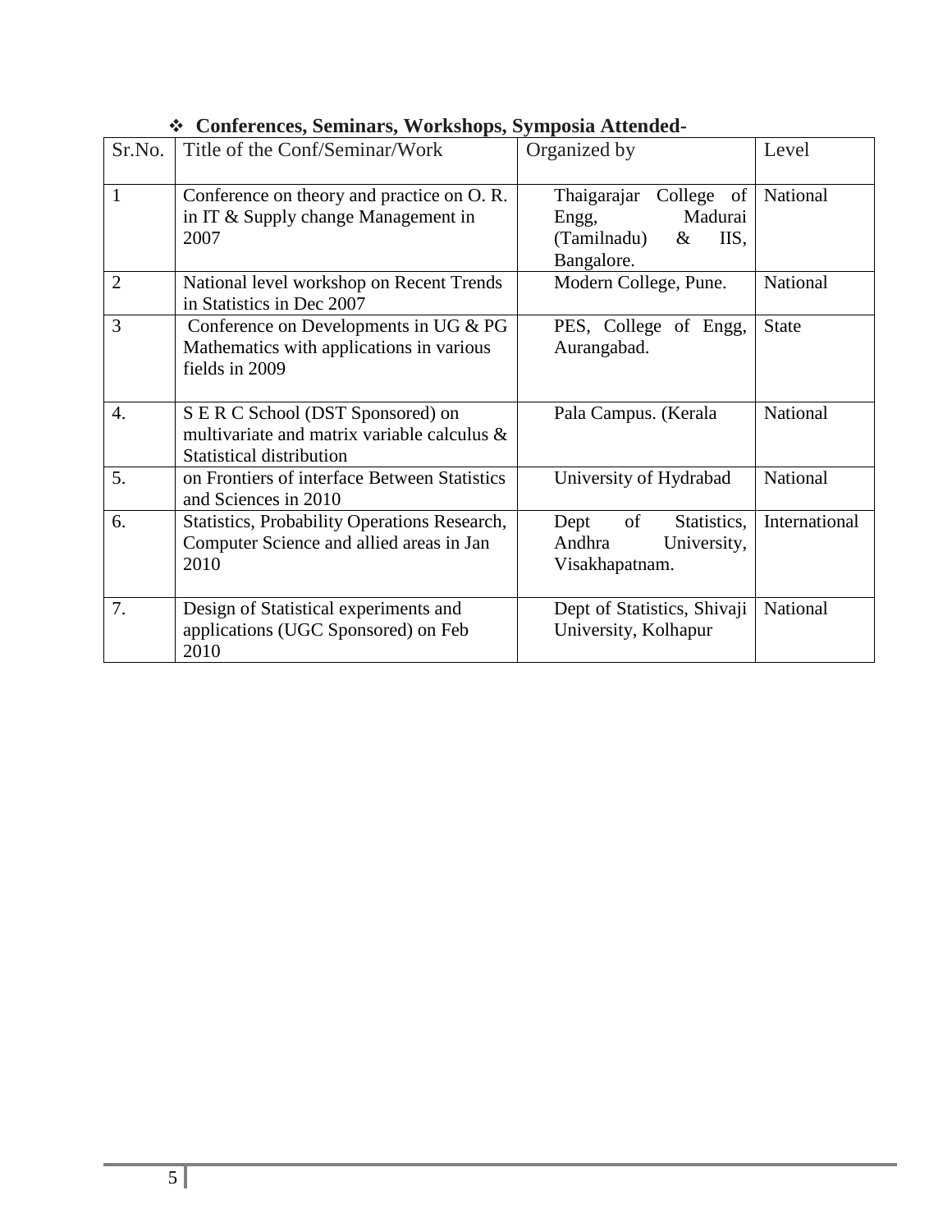- **Conferences, Seminars, Workshops, Symposia Attended-**

| Sr.No. | Title of the Conf/Seminar/Work | Organized by | Level |
|---|---|---|---|
| 1 | Conference on theory and practice on O. R. in IT & Supply change Management in 2007 | Thaigarajar College of Engg, Madurai (Tamilnadu) & IIS, Bangalore. | National |
| 2 | National level workshop on Recent Trends in Statistics in Dec 2007 | Modern College, Pune. | National |
| 3 | Conference on Developments in UG & PG Mathematics with applications in various fields in 2009 | PES, College of Engg, Aurangabad. | State |
| 4. | S E R C School (DST Sponsored) on multivariate and matrix variable calculus & Statistical distribution | Pala Campus. (Kerala | National |
| 5. | on Frontiers of interface Between Statistics and Sciences in 2010 | University of Hydrabad | National |
| 6. | Statistics, Probability Operations Research, Computer Science and allied areas in Jan 2010 | Dept of Statistics, Andhra University, Visakhapatnam. | International |
| 7. | Design of Statistical experiments and applications (UGC Sponsored) on Feb 2010 | Dept of Statistics, Shivaji University, Kolhapur | National |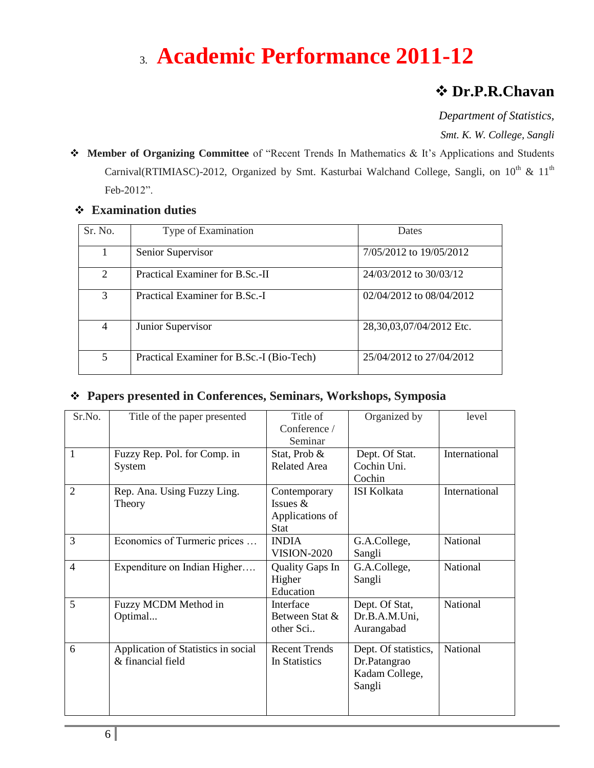# 3. Academic Performance 2011-12

## ❖ Dr.P.R.Chavan

*Department of Statistics,*

*Smt. K. W. College, Sangli*

- **Member of Organizing Committee** of "Recent Trends In Mathematics & It's Applications and Students Carnival(RTIMIASC)-2012, Organized by Smt. Kasturbai Walchand College, Sangli, on 10th & 11th Feb-2012".

### ❖ Examination duties

| Sr. No. | Type of Examination | Dates |
|---|---|---|
| 1 | Senior Supervisor | 7/05/2012 to 19/05/2012 |
| 2 | Practical Examiner for B.Sc.-II | 24/03/2012 to 30/03/12 |
| 3 | Practical Examiner for B.Sc.-I | 02/04/2012 to 08/04/2012 |
| 4 | Junior Supervisor | 28,30,03,07/04/2012 Etc. |
| 5 | Practical Examiner for B.Sc.-I (Bio-Tech) | 25/04/2012 to 27/04/2012 |

### ❖ Papers presented in Conferences, Seminars, Workshops, Symposia

| Sr.No. | Title of the paper presented | Title of Conference / Seminar | Organized by | level |
|---|---|---|---|---|
| 1 | Fuzzy Rep. Pol. for Comp. in System | Stat, Prob & Related Area | Dept. Of Stat. Cochin Uni. Cochin | International |
| 2 | Rep. Ana. Using Fuzzy Ling. Theory | Contemporary Issues & Applications of Stat | ISI Kolkata | International |
| 3 | Economics of Turmeric prices … | INDIA VISION-2020 | G.A.College, Sangli | National |
| 4 | Expenditure on Indian Higher…. | Quality Gaps In Higher Education | G.A.College, Sangli | National |
| 5 | Fuzzy MCDM Method in Optimal... | Interface Between Stat & other Sci.. | Dept. Of Stat, Dr.B.A.M.Uni, Aurangabad | National |
| 6 | Application of Statistics in social & financial field | Recent Trends In Statistics | Dept. Of statistics, Dr.Patangrao Kadam College, Sangli | National |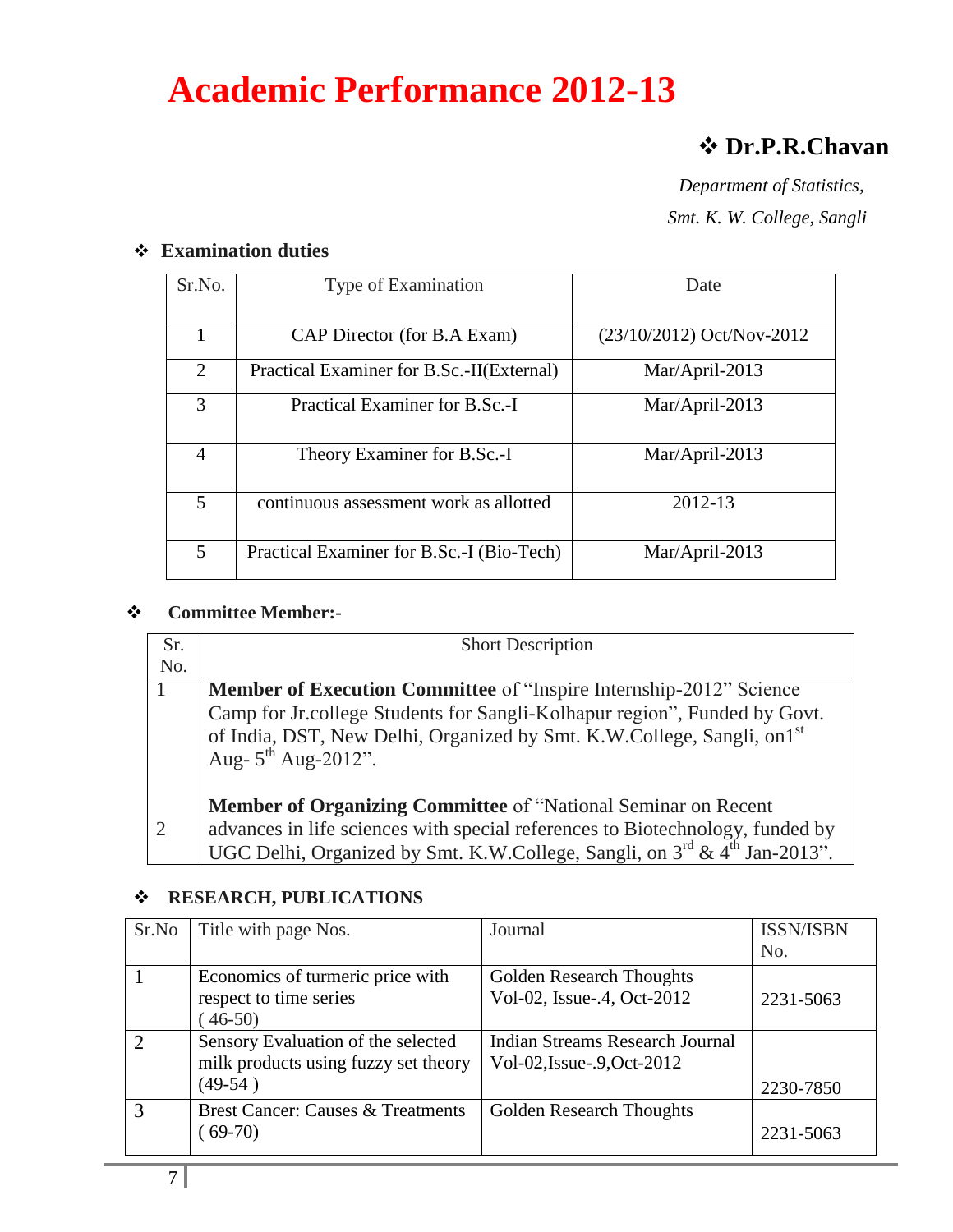# Academic Performance 2012-13

## ❖ Dr.P.R.Chavan

*Department of Statistics,*

*Smt. K. W. College, Sangli*

### ❖ Examination duties

| Sr.No. | Type of Examination | Date |
|---|---|---|
| 1 | CAP Director (for B.A Exam) | (23/10/2012) Oct/Nov-2012 |
| 2 | Practical Examiner for B.Sc.-II(External) | Mar/April-2013 |
| 3 | Practical Examiner for B.Sc.-I | Mar/April-2013 |
| 4 | Theory Examiner for B.Sc.-I | Mar/April-2013 |
| 5 | continuous assessment work as allotted | 2012-13 |
| 5 | Practical Examiner for B.Sc.-I (Bio-Tech) | Mar/April-2013 |

### ❖ Committee Member:-

| Sr. No. | Short Description |
|---|---|
| 1 | **Member of Execution Committee** of "Inspire Internship-2012" Science Camp for Jr.college Students for Sangli-Kolhapur region", Funded by Govt. of India, DST, New Delhi, Organized by Smt. K.W.College, Sangli, on1st Aug- 5th Aug-2012". |
| 2 | **Member of Organizing Committee** of "National Seminar on Recent advances in life sciences with special references to Biotechnology, funded by UGC Delhi, Organized by Smt. K.W.College, Sangli, on 3rd & 4th Jan-2013". |

### ❖ RESEARCH, PUBLICATIONS

| Sr.No | Title with page Nos. | Journal | ISSN/ISBN No. |
|---|---|---|---|
| 1 | Economics of turmeric price with respect to time series ( 46-50) | Golden Research Thoughts Vol-02, Issue-.4, Oct-2012 | 2231-5063 |
| 2 | Sensory Evaluation of the selected milk products using fuzzy set theory (49-54 ) | Indian Streams Research Journal Vol-02,Issue-.9,Oct-2012 | 2230-7850 |
| 3 | Brest Cancer: Causes & Treatments ( 69-70) | Golden Research Thoughts | 2231-5063 |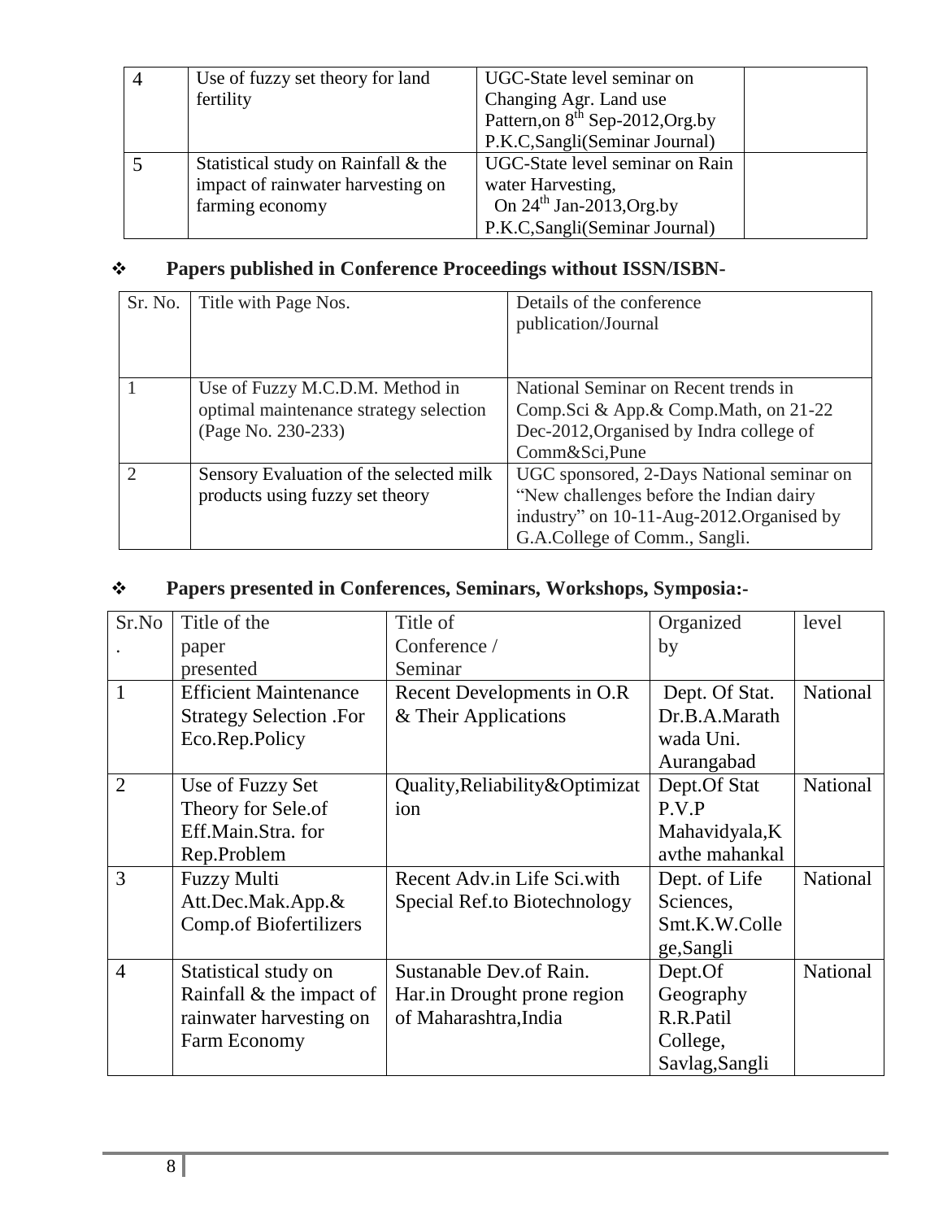| 4 | Use of fuzzy set theory for land fertility | UGC-State level seminar on Changing Agr. Land use Pattern,on 8th Sep-2012,Org.by P.K.C,Sangli(Seminar Journal) | |
|---|---|---|---|
| 5 | Statistical study on Rainfall & the impact of rainwater harvesting on farming economy | UGC-State level seminar on Rain water Harvesting, On 24th Jan-2013,Org.by P.K.C,Sangli(Seminar Journal) | |

### ❖ Papers published in Conference Proceedings without ISSN/ISBN-

| Sr. No. | Title with Page Nos. | Details of the conference publication/Journal |
|---|---|---|
| 1 | Use of Fuzzy M.C.D.M. Method in optimal maintenance strategy selection (Page No. 230-233) | National Seminar on Recent trends in Comp.Sci & App.& Comp.Math, on 21-22 Dec-2012,Organised by Indra college of Comm&Sci,Pune |
| 2 | Sensory Evaluation of the selected milk products using fuzzy set theory | UGC sponsored, 2-Days National seminar on "New challenges before the Indian dairy industry" on 10-11-Aug-2012.Organised by G.A.College of Comm., Sangli. |

### ❖ Papers presented in Conferences, Seminars, Workshops, Symposia:-

| Sr.No. | Title of the paper presented | Title of Conference / Seminar | Organized by | level |
|---|---|---|---|---|
| 1 | Efficient Maintenance Strategy Selection .For Eco.Rep.Policy | Recent Developments in O.R & Their Applications | Dept. Of Stat. Dr.B.A.Marathwada Uni. Aurangabad | National |
| 2 | Use of Fuzzy Set Theory for Sele.of Eff.Main.Stra. for Rep.Problem | Quality,Reliability&Optimization | Dept.Of Stat P.V.P Mahavidyala,Kavthe mahankal | National |
| 3 | Fuzzy Multi Att.Dec.Mak.App.& Comp.of Biofertilizers | Recent Adv.in Life Sci.with Special Ref.to Biotechnology | Dept. of Life Sciences, Smt.K.W.College,Sangli | National |
| 4 | Statistical study on Rainfall & the impact of rainwater harvesting on Farm Economy | Sustanable Dev.of Rain. Har.in Drought prone region of Maharashtra,India | Dept.Of Geography R.R.Patil College, Savlag,Sangli | National |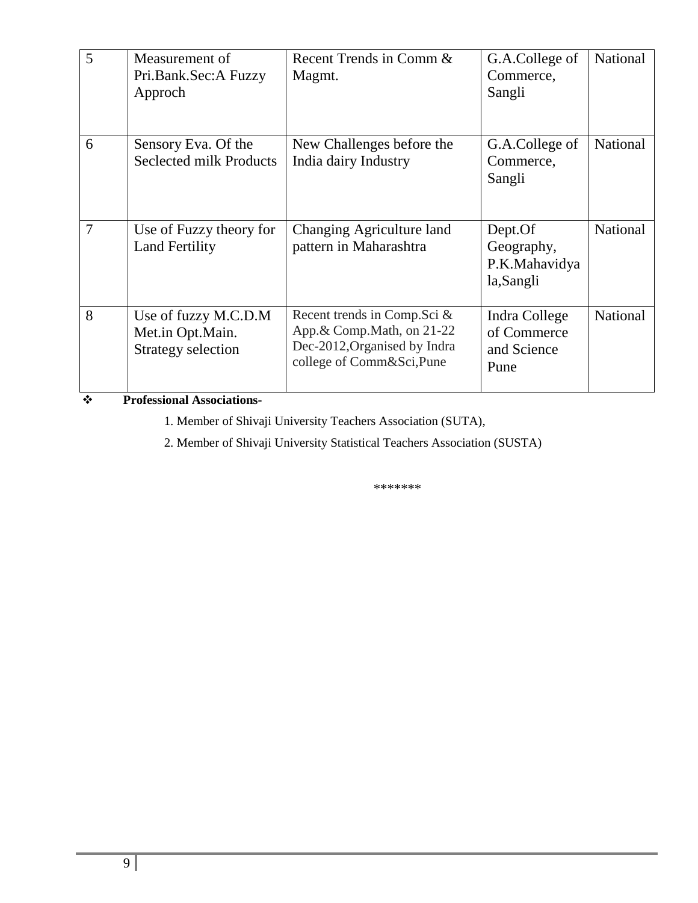| 5 | Measurement of Pri.Bank.Sec:A Fuzzy Approch | Recent Trends in Comm & Magmt. | G.A.College of Commerce, Sangli | National |
|---|---|---|---|---|
| 6 | Sensory Eva. Of the Seclected milk Products | New Challenges before the India dairy Industry | G.A.College of Commerce, Sangli | National |
| 7 | Use of Fuzzy theory for Land Fertility | Changing Agriculture land pattern in Maharashtra | Dept.Of Geography, P.K.Mahavidyala,Sangli | National |
| 8 | Use of fuzzy M.C.D.M Met.in Opt.Main. Strategy selection | Recent trends in Comp.Sci & App.& Comp.Math, on 21-22 Dec-2012,Organised by Indra college of Comm&Sci,Pune | Indra College of Commerce and Science Pune | National |

❖ **Professional Associations-**

1. Member of Shivaji University Teachers Association (SUTA),
2. Member of Shivaji University Statistical Teachers Association (SUSTA)

*******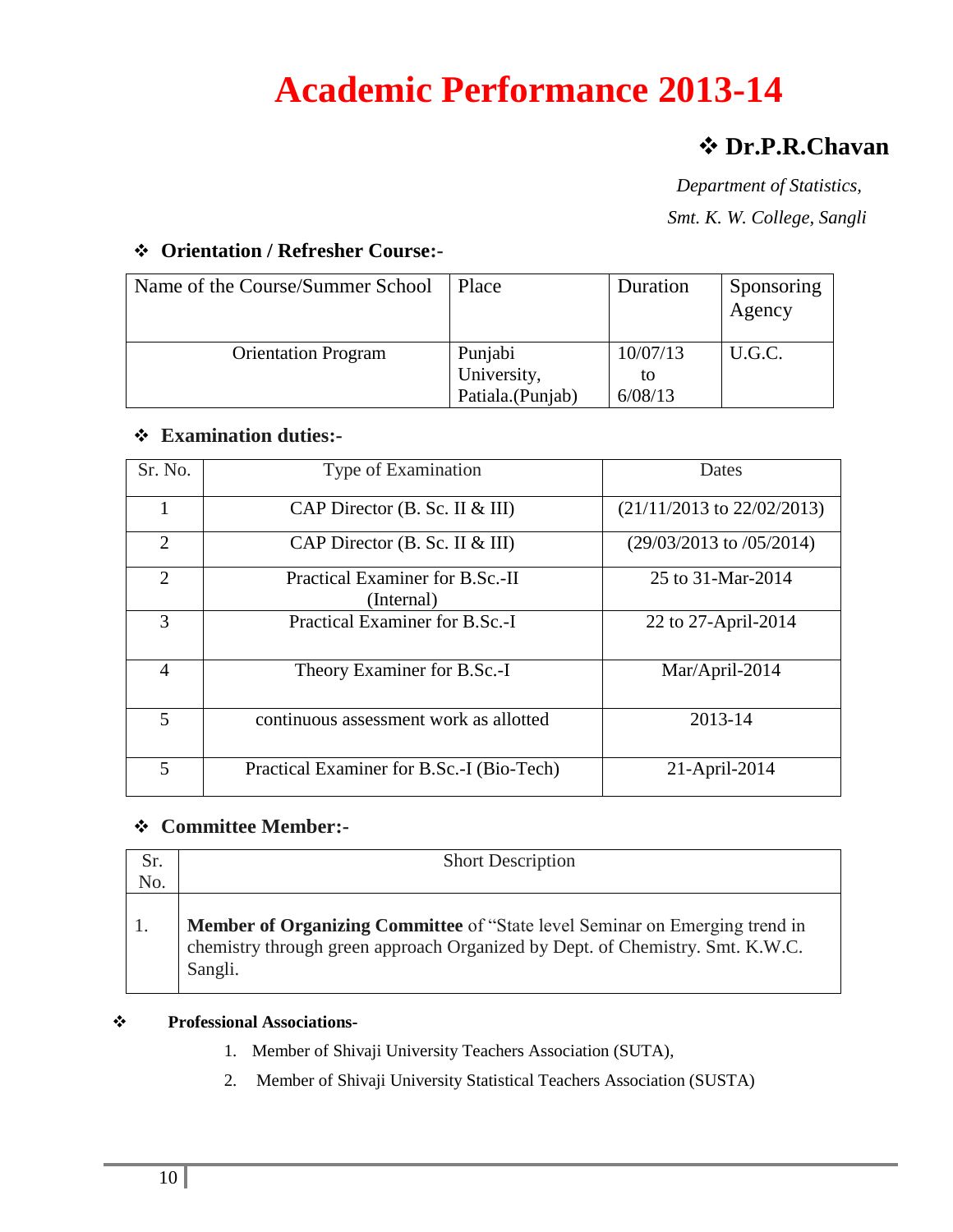# Academic Performance 2013-14

## ❖ Dr.P.R.Chavan

*Department of Statistics,*

*Smt. K. W. College, Sangli*

### ❖ Orientation / Refresher Course:-

| Name of the Course/Summer School | Place | Duration | Sponsoring Agency |
|---|---|---|---|
| Orientation Program | Punjabi University, Patiala.(Punjab) | 10/07/13 to 6/08/13 | U.G.C. |

### ❖ Examination duties:-

| Sr. No. | Type of Examination | Dates |
|---|---|---|
| 1 | CAP Director (B. Sc. II & III) | (21/11/2013 to 22/02/2013) |
| 2 | CAP Director (B. Sc. II & III) | (29/03/2013 to /05/2014) |
| 2 | Practical Examiner for B.Sc.-II (Internal) | 25 to 31-Mar-2014 |
| 3 | Practical Examiner for B.Sc.-I | 22 to 27-April-2014 |
| 4 | Theory Examiner for B.Sc.-I | Mar/April-2014 |
| 5 | continuous assessment work as allotted | 2013-14 |
| 5 | Practical Examiner for B.Sc.-I (Bio-Tech) | 21-April-2014 |

### ❖ Committee Member:-

| Sr. No. | Short Description |
|---|---|
| 1. | **Member of Organizing Committee** of "State level Seminar on Emerging trend in chemistry through green approach Organized by Dept. of Chemistry. Smt. K.W.C. Sangli. |

### ❖ Professional Associations-

1. Member of Shivaji University Teachers Association (SUTA),
2. Member of Shivaji University Statistical Teachers Association (SUSTA)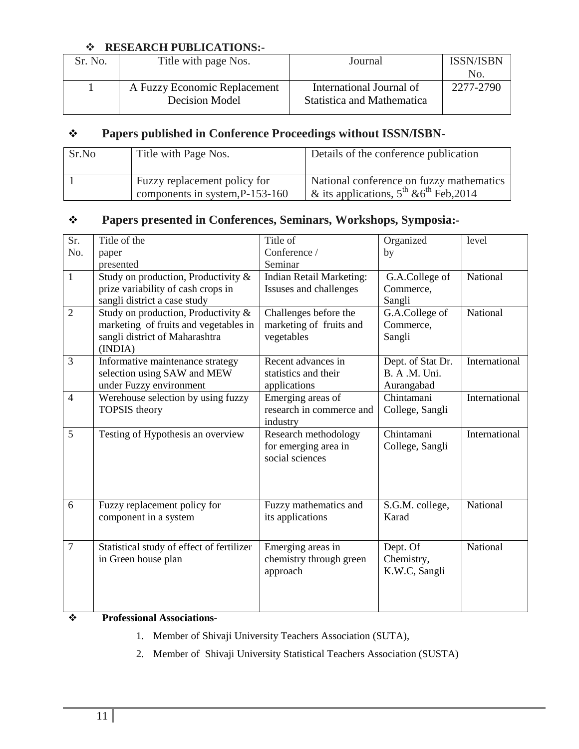- **RESEARCH PUBLICATIONS:-**

| Sr. No. | Title with page Nos. | Journal | ISSN/ISBN No. |
|---|---|---|---|
| 1 | A Fuzzy Economic Replacement Decision Model | International Journal of Statistica and Mathematica | 2277-2790 |

- **Papers published in Conference Proceedings without ISSN/ISBN-**

| Sr.No | Title with Page Nos. | Details of the conference publication |
|---|---|---|
| 1 | Fuzzy replacement policy for components in system,P-153-160 | National conference on fuzzy mathematics & its applications, 5th &6th Feb,2014 |

- **Papers presented in Conferences, Seminars, Workshops, Symposia:-**

| Sr. No. | Title of the paper presented | Title of Conference / Seminar | Organized by | level |
|---|---|---|---|---|
| 1 | Study on production, Productivity & prize variability of cash crops in sangli district a case study | Indian Retail Marketing: Issuses and challenges | G.A.College of Commerce, Sangli | National |
| 2 | Study on production, Productivity & marketing of fruits and vegetables in sangli district of Maharashtra (INDIA) | Challenges before the marketing of fruits and vegetables | G.A.College of Commerce, Sangli | National |
| 3 | Informative maintenance strategy selection using SAW and MEW under Fuzzy environment | Recent advances in statistics and their applications | Dept. of Stat Dr. B. A .M. Uni. Aurangabad | International |
| 4 | Werehouse selection by using fuzzy TOPSIS theory | Emerging areas of research in commerce and industry | Chintamani College, Sangli | International |
| 5 | Testing of Hypothesis an overview | Research methodology for emerging area in social sciences | Chintamani College, Sangli | International |
| 6 | Fuzzy replacement policy for component in a system | Fuzzy mathematics and its applications | S.G.M. college, Karad | National |
| 7 | Statistical study of effect of fertilizer in Green house plan | Emerging areas in chemistry through green approach | Dept. Of Chemistry, K.W.C, Sangli | National |

- **Professional Associations-**

1. Member of Shivaji University Teachers Association (SUTA),
2. Member of Shivaji University Statistical Teachers Association (SUSTA)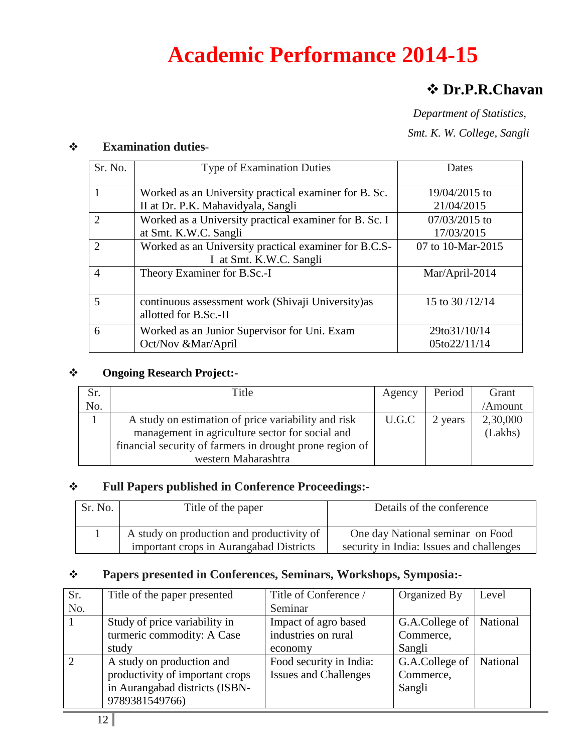# Academic Performance 2014-15

## ❖ Dr.P.R.Chavan

*Department of Statistics,*

*Smt. K. W. College, Sangli*

### ❖ Examination duties-

| Sr. No. | Type of Examination Duties | Dates |
|---|---|---|
| 1 | Worked as an University practical examiner for B. Sc. II at Dr. P.K. Mahavidyala, Sangli | 19/04/2015 to 21/04/2015 |
| 2 | Worked as a University practical examiner for B. Sc. I at Smt. K.W.C. Sangli | 07/03/2015 to 17/03/2015 |
| 2 | Worked as an University practical examiner for B.C.S-I at Smt. K.W.C. Sangli | 07 to 10-Mar-2015 |
| 4 | Theory Examiner for B.Sc.-I | Mar/April-2014 |
| 5 | continuous assessment work (Shivaji University)as allotted for B.Sc.-II | 15 to 30 /12/14 |
| 6 | Worked as an Junior Supervisor for Uni. Exam Oct/Nov &Mar/April | 29to31/10/14 05to22/11/14 |

### ❖ Ongoing Research Project:-

| Sr. No. | Title | Agency | Period | Grant /Amount |
|---|---|---|---|---|
| 1 | A study on estimation of price variability and risk management in agriculture sector for social and financial security of farmers in drought prone region of western Maharashtra | U.G.C | 2 years | 2,30,000 (Lakhs) |

### ❖ Full Papers published in Conference Proceedings:-

| Sr. No. | Title of the paper | Details of the conference |
|---|---|---|
| 1 | A study on production and productivity of important crops in Aurangabad Districts | One day National seminar on Food security in India: Issues and challenges |

### ❖ Papers presented in Conferences, Seminars, Workshops, Symposia:-

| Sr. No. | Title of the paper presented | Title of Conference / Seminar | Organized By | Level |
|---|---|---|---|---|
| 1 | Study of price variability in turmeric commodity: A Case study | Impact of agro based industries on rural economy | G.A.College of Commerce, Sangli | National |
| 2 | A study on production and productivity of important crops in Aurangabad districts (ISBN-9789381549766) | Food security in India: Issues and Challenges | G.A.College of Commerce, Sangli | National |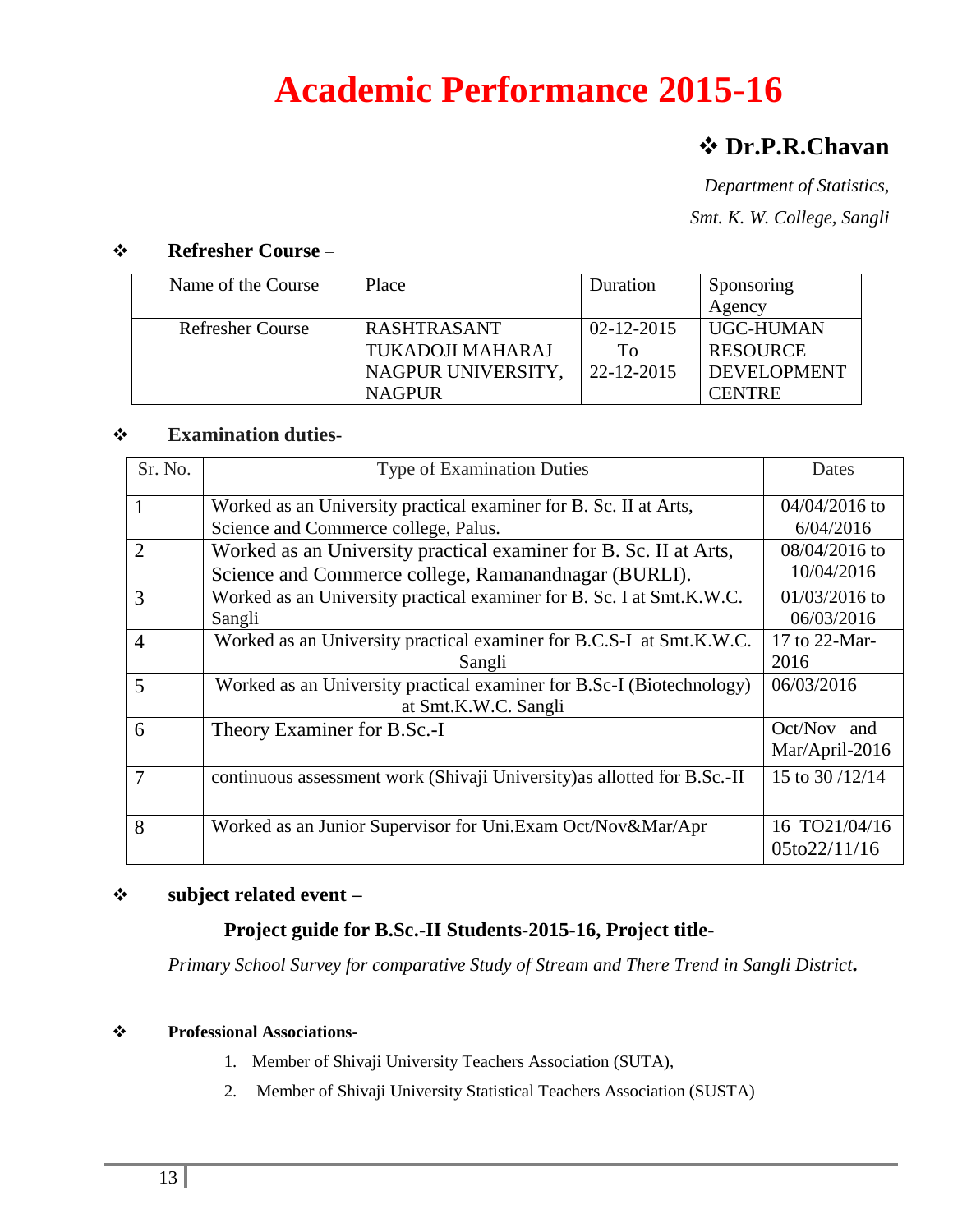# Academic Performance 2015-16

## ❖ Dr.P.R.Chavan

*Department of Statistics,*

*Smt. K. W. College, Sangli*

❖ **Refresher Course** –

| Name of the Course | Place | Duration | Sponsoring Agency |
|---|---|---|---|
| Refresher Course | RASHTRASANT TUKADOJI MAHARAJ NAGPUR UNIVERSITY, NAGPUR | 02-12-2015 To 22-12-2015 | UGC-HUMAN RESOURCE DEVELOPMENT CENTRE |

❖ **Examination duties**-

| Sr. No. | Type of Examination Duties | Dates |
|---|---|---|
| 1 | Worked as an University practical examiner for B. Sc. II at Arts, Science and Commerce college, Palus. | 04/04/2016 to 6/04/2016 |
| 2 | Worked as an University practical examiner for B. Sc. II at Arts, Science and Commerce college, Ramanandnagar (BURLI). | 08/04/2016 to 10/04/2016 |
| 3 | Worked as an University practical examiner for B. Sc. I at Smt.K.W.C. Sangli | 01/03/2016 to 06/03/2016 |
| 4 | Worked as an University practical examiner for B.C.S-I at Smt.K.W.C. Sangli | 17 to 22-Mar-2016 |
| 5 | Worked as an University practical examiner for B.Sc-I (Biotechnology) at Smt.K.W.C. Sangli | 06/03/2016 |
| 6 | Theory Examiner for B.Sc.-I | Oct/Nov and Mar/April-2016 |
| 7 | continuous assessment work (Shivaji University)as allotted for B.Sc.-II | 15 to 30 /12/14 |
| 8 | Worked as an Junior Supervisor for Uni.Exam Oct/Nov&Mar/Apr | 16 TO21/04/16 05to22/11/16 |

❖ **subject related event –**

**Project guide for B.Sc.-II Students-2015-16, Project title-**

*Primary School Survey for comparative Study of Stream and There Trend in Sangli District***.**

❖ **Professional Associations**-

1. Member of Shivaji University Teachers Association (SUTA),
2. Member of Shivaji University Statistical Teachers Association (SUSTA)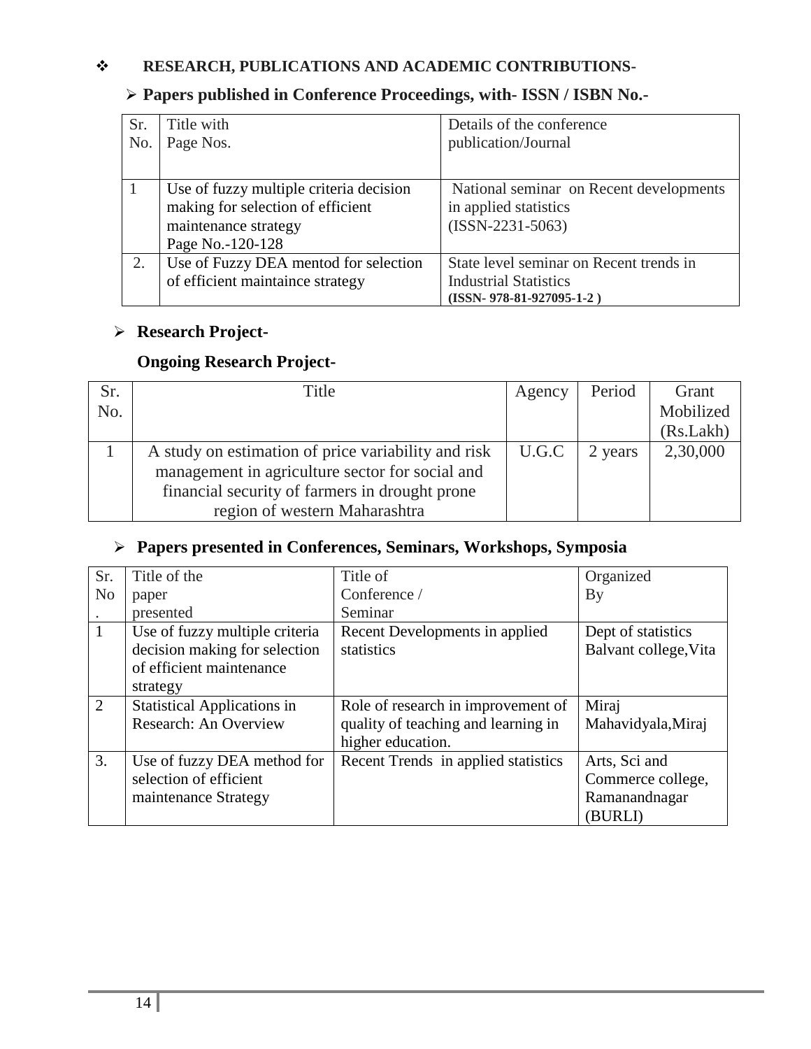## ❖ RESEARCH, PUBLICATIONS AND ACADEMIC CONTRIBUTIONS-

### ➢ Papers published in Conference Proceedings, with- ISSN / ISBN No.-

| Sr. No. | Title with Page Nos. | Details of the conference publication/Journal |
|---|---|---|
| 1 | Use of fuzzy multiple criteria decision making for selection of efficient maintenance strategy Page No.-120-128 | National seminar on Recent developments in applied statistics (ISSN-2231-5063) |
| 2. | Use of Fuzzy DEA mentod for selection of efficient maintaince strategy | State level seminar on Recent trends in Industrial Statistics **(ISSN- 978-81-927095-1-2 )** |

### ➢ Research Project-

**Ongoing Research Project-**

| Sr. No. | Title | Agency | Period | Grant Mobilized (Rs.Lakh) |
|---|---|---|---|---|
| 1 | A study on estimation of price variability and risk management in agriculture sector for social and financial security of farmers in drought prone region of western Maharashtra | U.G.C | 2 years | 2,30,000 |

### ➢ Papers presented in Conferences, Seminars, Workshops, Symposia

| Sr. No. | Title of the paper presented | Title of Conference / Seminar | Organized By |
|---|---|---|---|
| 1 | Use of fuzzy multiple criteria decision making for selection of efficient maintenance strategy | Recent Developments in applied statistics | Dept of statistics Balvant college,Vita |
| 2 | Statistical Applications in Research: An Overview | Role of research in improvement of quality of teaching and learning in higher education. | Miraj Mahavidyala,Miraj |
| 3. | Use of fuzzy DEA method for selection of efficient maintenance Strategy | Recent Trends in applied statistics | Arts, Sci and Commerce college, Ramanandnagar (BURLI) |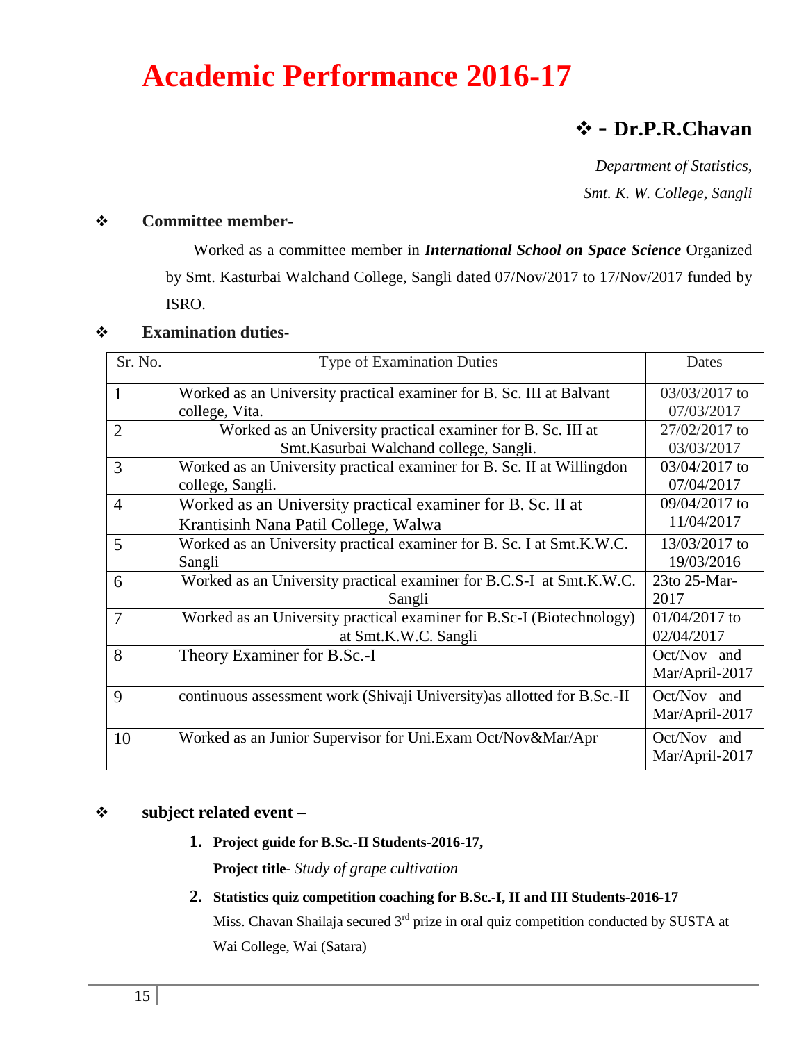# Academic Performance 2016-17

### ❖ - Dr.P.R.Chavan

*Department of Statistics,*

*Smt. K. W. College, Sangli*

❖ **Committee member-**

Worked as a committee member in ***International School on Space Science*** Organized by Smt. Kasturbai Walchand College, Sangli dated 07/Nov/2017 to 17/Nov/2017 funded by ISRO.

❖ **Examination duties-**

| Sr. No. | Type of Examination Duties | Dates |
|---|---|---|
| 1 | Worked as an University practical examiner for B. Sc. III at Balvant college, Vita. | 03/03/2017 to 07/03/2017 |
| 2 | Worked as an University practical examiner for B. Sc. III at Smt.Kasurbai Walchand college, Sangli. | 27/02/2017 to 03/03/2017 |
| 3 | Worked as an University practical examiner for B. Sc. II at Willingdon college, Sangli. | 03/04/2017 to 07/04/2017 |
| 4 | Worked as an University practical examiner for B. Sc. II at Krantisinh Nana Patil College, Walwa | 09/04/2017 to 11/04/2017 |
| 5 | Worked as an University practical examiner for B. Sc. I at Smt.K.W.C. Sangli | 13/03/2017 to 19/03/2016 |
| 6 | Worked as an University practical examiner for B.C.S-I at Smt.K.W.C. Sangli | 23to 25-Mar-2017 |
| 7 | Worked as an University practical examiner for B.Sc-I (Biotechnology) at Smt.K.W.C. Sangli | 01/04/2017 to 02/04/2017 |
| 8 | Theory Examiner for B.Sc.-I | Oct/Nov and Mar/April-2017 |
| 9 | continuous assessment work (Shivaji University)as allotted for B.Sc.-II | Oct/Nov and Mar/April-2017 |
| 10 | Worked as an Junior Supervisor for Uni.Exam Oct/Nov&Mar/Apr | Oct/Nov and Mar/April-2017 |

❖ **subject related event –**

1. **Project guide for B.Sc.-II Students-2016-17,**

   **Project title-** *Study of grape cultivation*

2. **Statistics quiz competition coaching for B.Sc.-I, II and III Students-2016-17**

   Miss. Chavan Shailaja secured 3rd prize in oral quiz competition conducted by SUSTA at Wai College, Wai (Satara)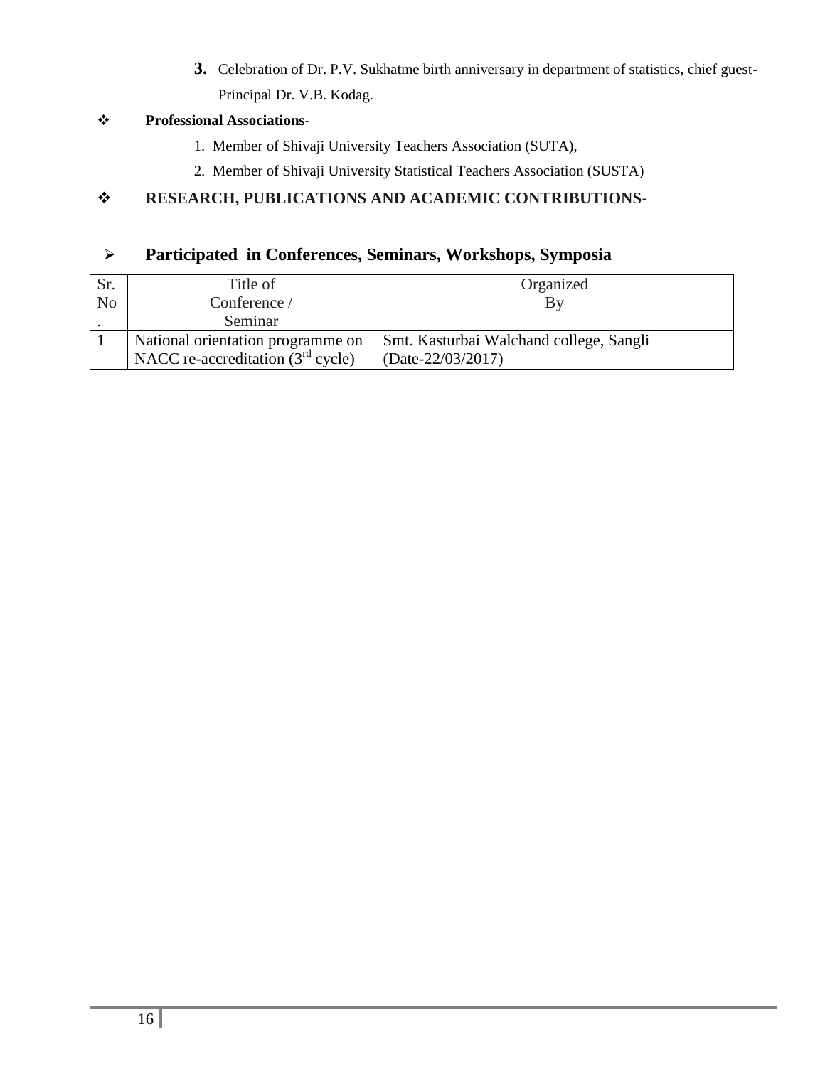3. Celebration of Dr. P.V. Sukhatme birth anniversary in department of statistics, chief guest- Principal Dr. V.B. Kodag.

- **Professional Associations-**
  1. Member of Shivaji University Teachers Association (SUTA),
  2. Member of Shivaji University Statistical Teachers Association (SUSTA)

- **RESEARCH, PUBLICATIONS AND ACADEMIC CONTRIBUTIONS-**

## Participated in Conferences, Seminars, Workshops, Symposia

| Sr. No. | Title of Conference / Seminar | Organized By |
|---|---|---|
| 1 | National orientation programme on NACC re-accreditation (3rd cycle) | Smt. Kasturbai Walchand college, Sangli (Date-22/03/2017) |